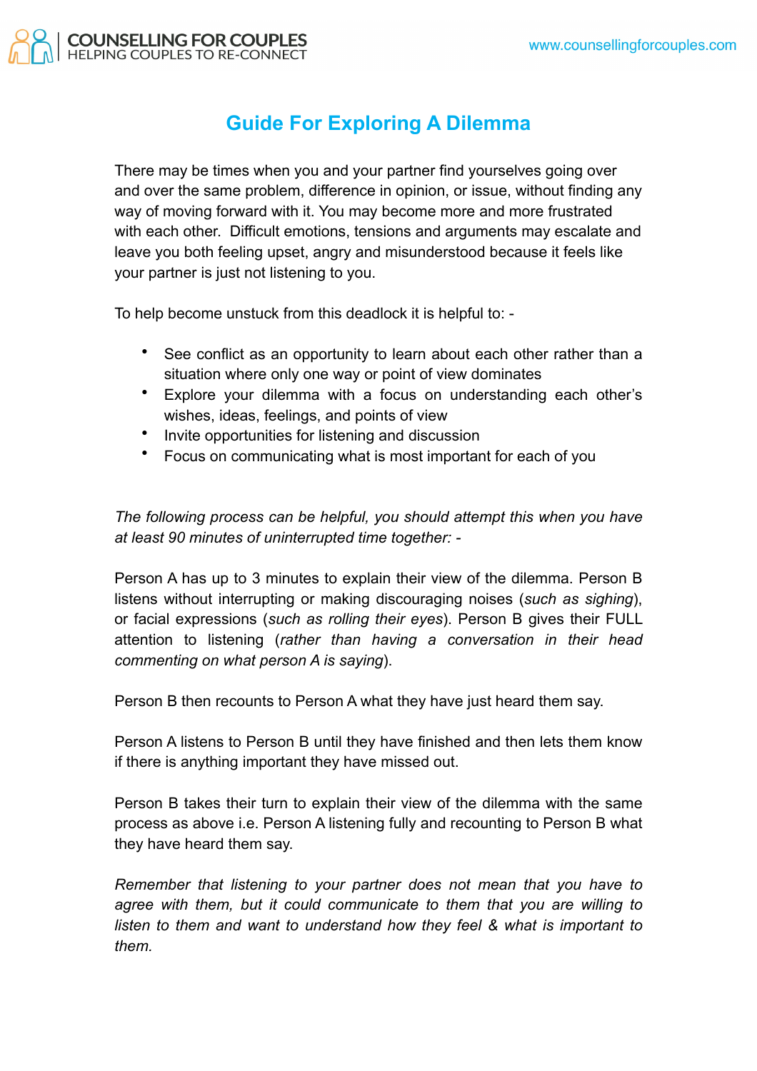# Guide For Exploring A Dilemma

There may be times when you and your partner find yourselves going over and over the same problem, difference in opinion, or issue, without finding any way of moving forward with it. You may become more and more frustrated with each other. Difficult emotions, tensions and arguments may escalate and leave you both feeling upset, angry and misunderstood because it feels like your partner is just not listening to you.

To help become unstuck from this deadlock it is helpful to: -

- See conflict as an opportunity to learn about each other rather than a situation where only one way or point of view dominates
- Explore your dilemma with a focus on understanding each other's wishes, ideas, feelings, and points of view
- Invite opportunities for listening and discussion
- Focus on communicating what is most important for each of you

*The following process can be helpful, you should attempt this when you have at least 90 minutes of uninterrupted time together: -*

Person A has up to 3 minutes to explain their view of the dilemma. Person B listens without interrupting or making discouraging noises (*such as sighing*), or facial expressions (*such as rolling their eyes*). Person B gives their FULL attention to listening (*rather than having a conversation in their head commenting on what person A is saying*).

Person B then recounts to Person A what they have just heard them say.

Person A listens to Person B until they have finished and then lets them know if there is anything important they have missed out.

Person B takes their turn to explain their view of the dilemma with the same process as above i.e. Person A listening fully and recounting to Person B what they have heard them say.

*Remember that listening to your partner does not mean that you have to agree with them, but it could communicate to them that you are willing to listen to them and want to understand how they feel & what is important to them.*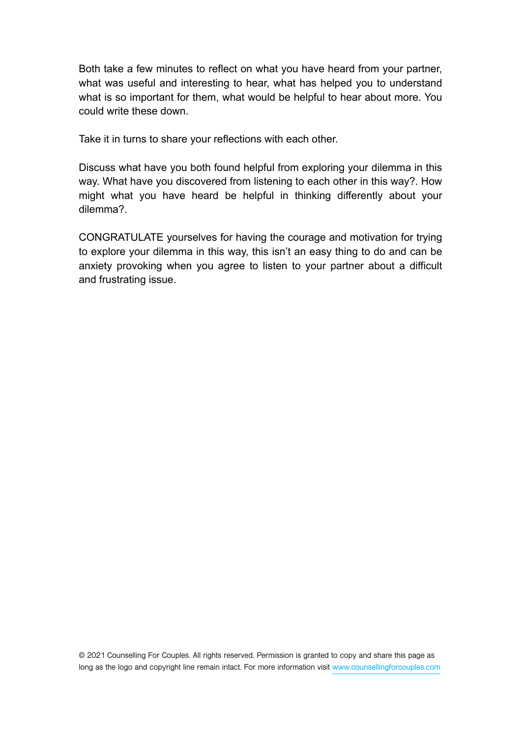Both take a few minutes to reflect on what you have heard from your partner, what was useful and interesting to hear, what has helped you to understand what is so important for them, what would be helpful to hear about more. You could write these down.

Take it in turns to share your reflections with each other.

Discuss what have you both found helpful from exploring your dilemma in this way. What have you discovered from listening to each other in this way?. How might what you have heard be helpful in thinking differently about your dilemma?.

CONGRATULATE yourselves for having the courage and motivation for trying to explore your dilemma in this way, this isn't an easy thing to do and can be anxiety provoking when you agree to listen to your partner about a difficult and frustrating issue.

© 2021 Counselling For Couples. All rights reserved. Permission is granted to copy and share this page as long as the logo and copyright line remain intact. For more information visit www.counsellingforcouples.com